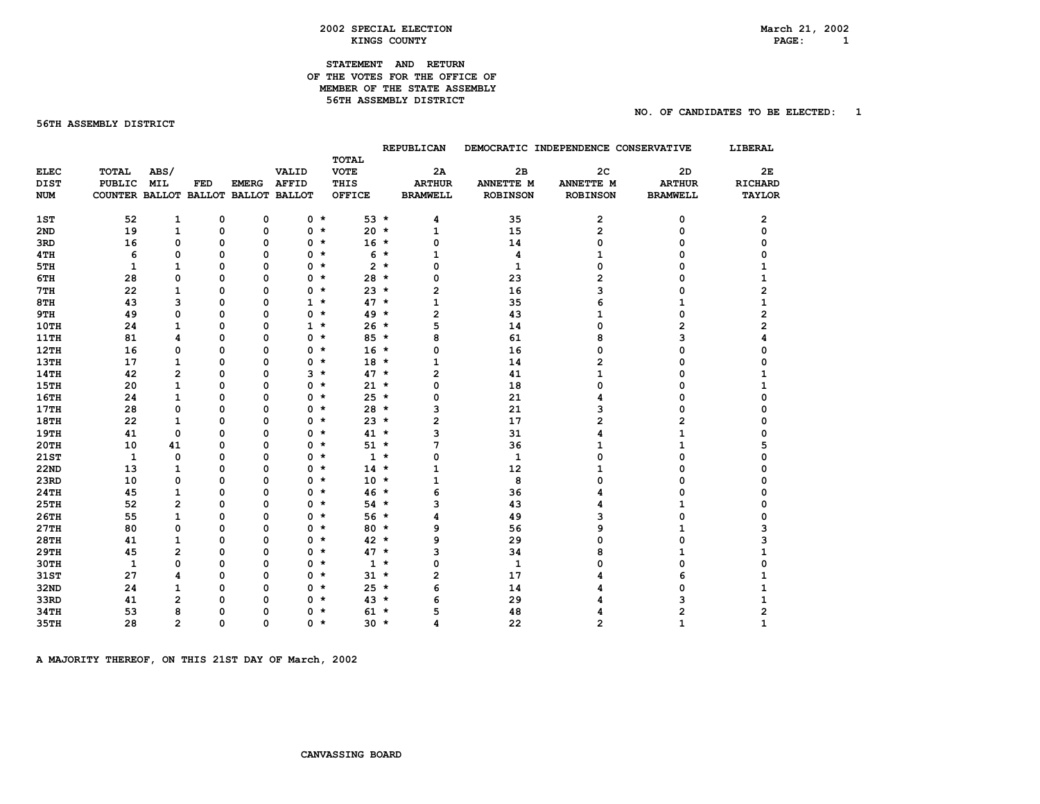## 2002 SPECIAL ELECTION
## KINGS COUNTY

March 21, 2002

### STATEMENT AND RETURN OF THE VOTES FOR THE OFFICE OF MEMBER OF THE STATE ASSEMBLY 56TH ASSEMBLY DISTRICT

NO. OF CANDIDATES TO BE ELECTED: 1

**56TH ASSEMBLY DISTRICT**

| ELEC DIST NUM | TOTAL PUBLIC COUNTER | ABS/ MIL BALLOT | FED BALLOT | EMERG BALLOT | VALID AFFID BALLOT | TOTAL VOTE THIS OFFICE | REPUBLICAN 2A ARTHUR BRAMWELL | DEMOCRATIC 2B ANNETTE M ROBINSON | INDEPENDENCE 2C ANNETTE M ROBINSON | CONSERVATIVE 2D ARTHUR BRAMWELL | LIBERAL 2E RICHARD TAYLOR |
|---|---|---|---|---|---|---|---|---|---|---|---|
| 1ST | 52 | 1 | 0 | 0 | 0 * | 53 * | 4 | 35 | 2 | 0 | 2 |
| 2ND | 19 | 1 | 0 | 0 | 0 * | 20 * | 1 | 15 | 2 | 0 | 0 |
| 3RD | 16 | 0 | 0 | 0 | 0 * | 16 * | 0 | 14 | 0 | 0 | 0 |
| 4TH | 6 | 0 | 0 | 0 | 0 * | 6 * | 1 | 4 | 1 | 0 | 0 |
| 5TH | 1 | 1 | 0 | 0 | 0 * | 2 * | 0 | 1 | 0 | 0 | 1 |
| 6TH | 28 | 0 | 0 | 0 | 0 * | 28 * | 0 | 23 | 2 | 0 | 1 |
| 7TH | 22 | 1 | 0 | 0 | 0 * | 23 * | 2 | 16 | 3 | 0 | 2 |
| 8TH | 43 | 3 | 0 | 0 | 1 * | 47 * | 1 | 35 | 6 | 1 | 1 |
| 9TH | 49 | 0 | 0 | 0 | 0 * | 49 * | 2 | 43 | 1 | 0 | 2 |
| 10TH | 24 | 1 | 0 | 0 | 1 * | 26 * | 5 | 14 | 0 | 2 | 2 |
| 11TH | 81 | 4 | 0 | 0 | 0 * | 85 * | 8 | 61 | 8 | 3 | 4 |
| 12TH | 16 | 0 | 0 | 0 | 0 * | 16 * | 0 | 16 | 0 | 0 | 0 |
| 13TH | 17 | 1 | 0 | 0 | 0 * | 18 * | 1 | 14 | 2 | 0 | 0 |
| 14TH | 42 | 2 | 0 | 0 | 3 * | 47 * | 2 | 41 | 1 | 0 | 1 |
| 15TH | 20 | 1 | 0 | 0 | 0 * | 21 * | 0 | 18 | 0 | 0 | 1 |
| 16TH | 24 | 1 | 0 | 0 | 0 * | 25 * | 0 | 21 | 4 | 0 | 0 |
| 17TH | 28 | 0 | 0 | 0 | 0 * | 28 * | 3 | 21 | 3 | 0 | 0 |
| 18TH | 22 | 1 | 0 | 0 | 0 * | 23 * | 2 | 17 | 2 | 2 | 0 |
| 19TH | 41 | 0 | 0 | 0 | 0 * | 41 * | 3 | 31 | 4 | 1 | 0 |
| 20TH | 10 | 41 | 0 | 0 | 0 * | 51 * | 7 | 36 | 1 | 1 | 5 |
| 21ST | 1 | 0 | 0 | 0 | 0 * | 1 * | 0 | 1 | 0 | 0 | 0 |
| 22ND | 13 | 1 | 0 | 0 | 0 * | 14 * | 1 | 12 | 1 | 0 | 0 |
| 23RD | 10 | 0 | 0 | 0 | 0 * | 10 * | 1 | 8 | 0 | 0 | 0 |
| 24TH | 45 | 1 | 0 | 0 | 0 * | 46 * | 6 | 36 | 4 | 0 | 0 |
| 25TH | 52 | 2 | 0 | 0 | 0 * | 54 * | 3 | 43 | 4 | 1 | 0 |
| 26TH | 55 | 1 | 0 | 0 | 0 * | 56 * | 4 | 49 | 3 | 0 | 0 |
| 27TH | 80 | 0 | 0 | 0 | 0 * | 80 * | 9 | 56 | 9 | 1 | 3 |
| 28TH | 41 | 1 | 0 | 0 | 0 * | 42 * | 9 | 29 | 0 | 0 | 3 |
| 29TH | 45 | 2 | 0 | 0 | 0 * | 47 * | 3 | 34 | 8 | 1 | 1 |
| 30TH | 1 | 0 | 0 | 0 | 0 * | 1 * | 0 | 1 | 0 | 0 | 0 |
| 31ST | 27 | 4 | 0 | 0 | 0 * | 31 * | 2 | 17 | 4 | 6 | 1 |
| 32ND | 24 | 1 | 0 | 0 | 0 * | 25 * | 6 | 14 | 4 | 0 | 1 |
| 33RD | 41 | 2 | 0 | 0 | 0 * | 43 * | 6 | 29 | 4 | 3 | 1 |
| 34TH | 53 | 8 | 0 | 0 | 0 * | 61 * | 5 | 48 | 4 | 2 | 2 |
| 35TH | 28 | 2 | 0 | 0 | 0 * | 30 * | 4 | 22 | 2 | 1 | 1 |

A MAJORITY THEREOF, ON THIS 21ST DAY OF March, 2002

CANVASSING BOARD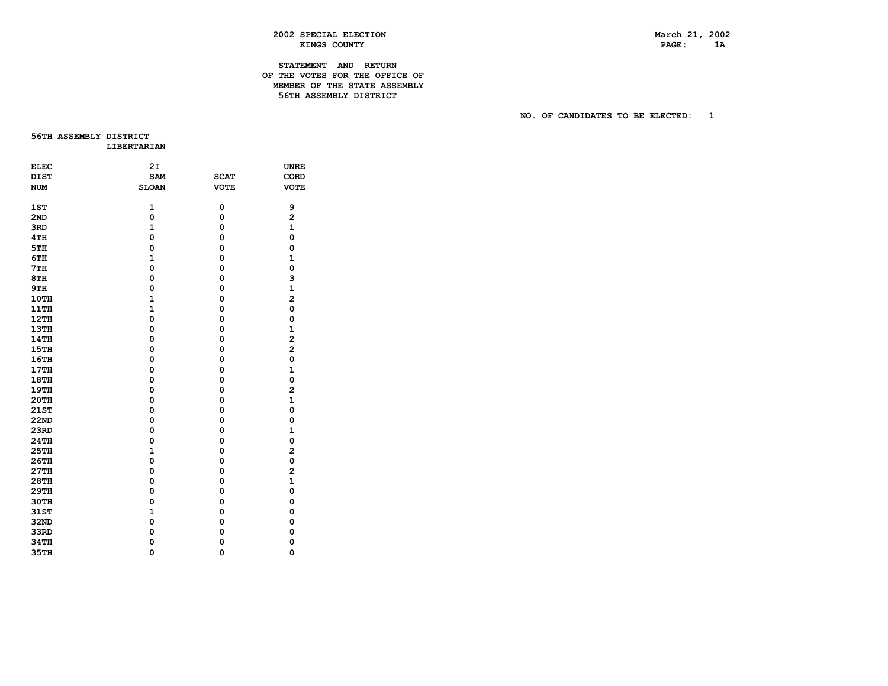**2002 SPECIAL ELECTION**
**KINGS COUNTY**

**March 21, 2002**

# STATEMENT AND RETURN OF THE VOTES FOR THE OFFICE OF MEMBER OF THE STATE ASSEMBLY 56TH ASSEMBLY DISTRICT

**NO. OF CANDIDATES TO BE ELECTED: 1**

## 56TH ASSEMBLY DISTRICT
### LIBERTARIAN

| ELEC DIST NUM | 2I SAM SLOAN | SCAT VOTE | UNRECORD VOTE |
|---|---|---|---|
| 1ST | 1 | 0 | 9 |
| 2ND | 0 | 0 | 2 |
| 3RD | 1 | 0 | 1 |
| 4TH | 0 | 0 | 0 |
| 5TH | 0 | 0 | 0 |
| 6TH | 1 | 0 | 1 |
| 7TH | 0 | 0 | 0 |
| 8TH | 0 | 0 | 3 |
| 9TH | 0 | 0 | 1 |
| 10TH | 1 | 0 | 2 |
| 11TH | 1 | 0 | 0 |
| 12TH | 0 | 0 | 0 |
| 13TH | 0 | 0 | 1 |
| 14TH | 0 | 0 | 2 |
| 15TH | 0 | 0 | 2 |
| 16TH | 0 | 0 | 0 |
| 17TH | 0 | 0 | 1 |
| 18TH | 0 | 0 | 0 |
| 19TH | 0 | 0 | 2 |
| 20TH | 0 | 0 | 1 |
| 21ST | 0 | 0 | 0 |
| 22ND | 0 | 0 | 0 |
| 23RD | 0 | 0 | 1 |
| 24TH | 0 | 0 | 0 |
| 25TH | 1 | 0 | 2 |
| 26TH | 0 | 0 | 0 |
| 27TH | 0 | 0 | 2 |
| 28TH | 0 | 0 | 1 |
| 29TH | 0 | 0 | 0 |
| 30TH | 0 | 0 | 0 |
| 31ST | 1 | 0 | 0 |
| 32ND | 0 | 0 | 0 |
| 33RD | 0 | 0 | 0 |
| 34TH | 0 | 0 | 0 |
| 35TH | 0 | 0 | 0 |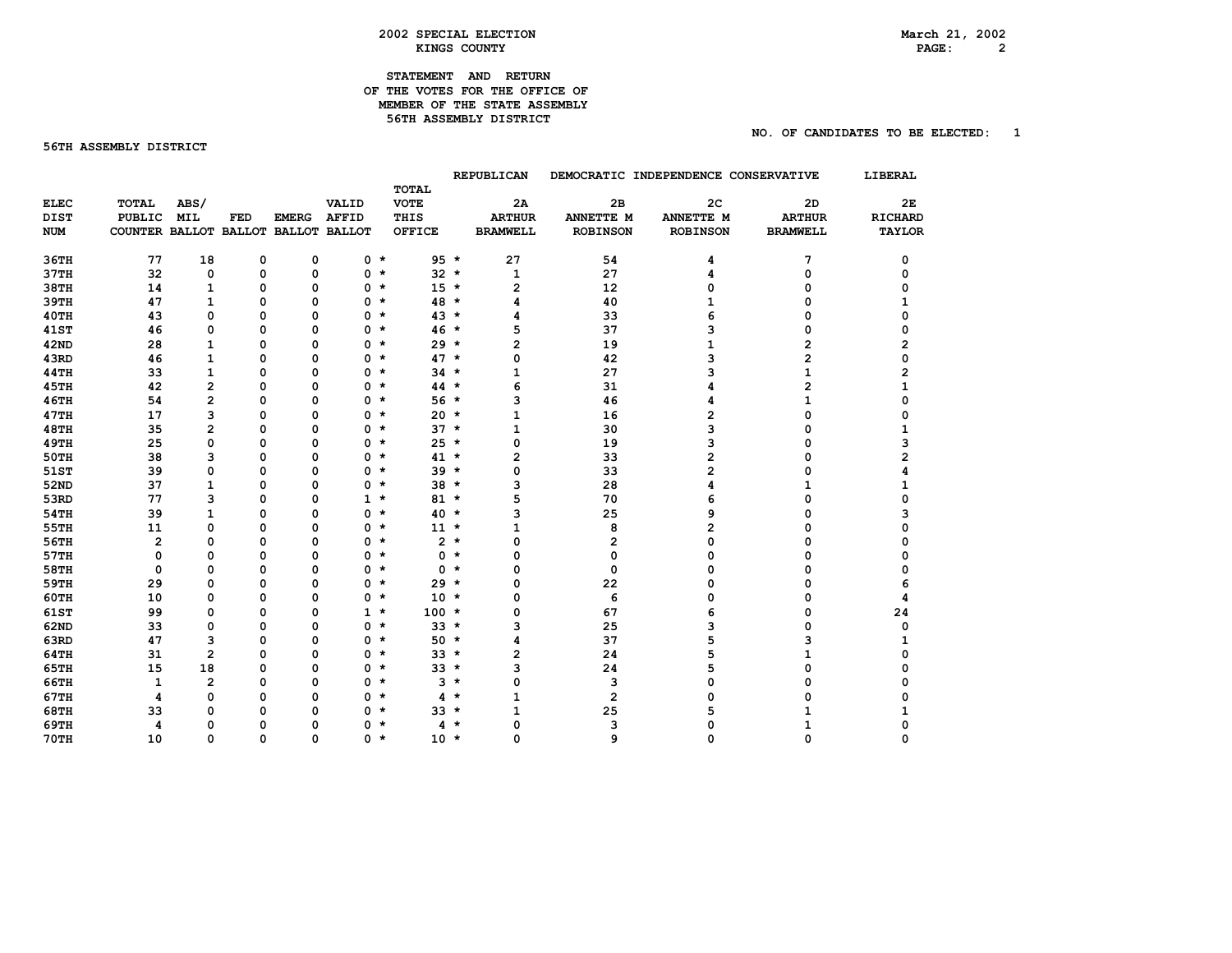# 2002 SPECIAL ELECTION
## KINGS COUNTY

March 21, 2002

### STATEMENT AND RETURN OF THE VOTES FOR THE OFFICE OF MEMBER OF THE STATE ASSEMBLY 56TH ASSEMBLY DISTRICT

NO. OF CANDIDATES TO BE ELECTED: 1

**56TH ASSEMBLY DISTRICT**

| ELEC DIST NUM | TOTAL PUBLIC COUNTER | ABS/ MIL BALLOT | FED BALLOT | EMERG BALLOT | VALID AFFID BALLOT | | TOTAL VOTE THIS OFFICE | | REPUBLICAN 2A ARTHUR BRAMWELL | DEMOCRATIC 2B ANNETTE M ROBINSON | INDEPENDENCE 2C ANNETTE M ROBINSON | CONSERVATIVE 2D ARTHUR BRAMWELL | LIBERAL 2E RICHARD TAYLOR |
|---|---|---|---|---|---|---|---|---|---|---|---|---|---|
| 36TH | 77 | 18 | 0 | 0 | 0 | * | 95 | * | 27 | 54 | 4 | 7 | 0 |
| 37TH | 32 | 0 | 0 | 0 | 0 | * | 32 | * | 1 | 27 | 4 | 0 | 0 |
| 38TH | 14 | 1 | 0 | 0 | 0 | * | 15 | * | 2 | 12 | 0 | 0 | 0 |
| 39TH | 47 | 1 | 0 | 0 | 0 | * | 48 | * | 4 | 40 | 1 | 0 | 1 |
| 40TH | 43 | 0 | 0 | 0 | 0 | * | 43 | * | 4 | 33 | 6 | 0 | 0 |
| 41ST | 46 | 0 | 0 | 0 | 0 | * | 46 | * | 5 | 37 | 3 | 0 | 0 |
| 42ND | 28 | 1 | 0 | 0 | 0 | * | 29 | * | 2 | 19 | 1 | 2 | 2 |
| 43RD | 46 | 1 | 0 | 0 | 0 | * | 47 | * | 0 | 42 | 3 | 2 | 0 |
| 44TH | 33 | 1 | 0 | 0 | 0 | * | 34 | * | 1 | 27 | 3 | 1 | 2 |
| 45TH | 42 | 2 | 0 | 0 | 0 | * | 44 | * | 6 | 31 | 4 | 2 | 1 |
| 46TH | 54 | 2 | 0 | 0 | 0 | * | 56 | * | 3 | 46 | 4 | 1 | 0 |
| 47TH | 17 | 3 | 0 | 0 | 0 | * | 20 | * | 1 | 16 | 2 | 0 | 0 |
| 48TH | 35 | 2 | 0 | 0 | 0 | * | 37 | * | 1 | 30 | 3 | 0 | 1 |
| 49TH | 25 | 0 | 0 | 0 | 0 | * | 25 | * | 0 | 19 | 3 | 0 | 3 |
| 50TH | 38 | 3 | 0 | 0 | 0 | * | 41 | * | 2 | 33 | 2 | 0 | 2 |
| 51ST | 39 | 0 | 0 | 0 | 0 | * | 39 | * | 0 | 33 | 2 | 0 | 4 |
| 52ND | 37 | 1 | 0 | 0 | 0 | * | 38 | * | 3 | 28 | 4 | 1 | 1 |
| 53RD | 77 | 3 | 0 | 0 | 1 | * | 81 | * | 5 | 70 | 6 | 0 | 0 |
| 54TH | 39 | 1 | 0 | 0 | 0 | * | 40 | * | 3 | 25 | 9 | 0 | 3 |
| 55TH | 11 | 0 | 0 | 0 | 0 | * | 11 | * | 1 | 8 | 2 | 0 | 0 |
| 56TH | 2 | 0 | 0 | 0 | 0 | * | 2 | * | 0 | 2 | 0 | 0 | 0 |
| 57TH | 0 | 0 | 0 | 0 | 0 | * | 0 | * | 0 | 0 | 0 | 0 | 0 |
| 58TH | 0 | 0 | 0 | 0 | 0 | * | 0 | * | 0 | 0 | 0 | 0 | 0 |
| 59TH | 29 | 0 | 0 | 0 | 0 | * | 29 | * | 0 | 22 | 0 | 0 | 6 |
| 60TH | 10 | 0 | 0 | 0 | 0 | * | 10 | * | 0 | 6 | 0 | 0 | 4 |
| 61ST | 99 | 0 | 0 | 0 | 1 | * | 100 | * | 0 | 67 | 6 | 0 | 24 |
| 62ND | 33 | 0 | 0 | 0 | 0 | * | 33 | * | 3 | 25 | 3 | 0 | 0 |
| 63RD | 47 | 3 | 0 | 0 | 0 | * | 50 | * | 4 | 37 | 5 | 3 | 1 |
| 64TH | 31 | 2 | 0 | 0 | 0 | * | 33 | * | 2 | 24 | 5 | 1 | 0 |
| 65TH | 15 | 18 | 0 | 0 | 0 | * | 33 | * | 3 | 24 | 5 | 0 | 0 |
| 66TH | 1 | 2 | 0 | 0 | 0 | * | 3 | * | 0 | 3 | 0 | 0 | 0 |
| 67TH | 4 | 0 | 0 | 0 | 0 | * | 4 | * | 1 | 2 | 0 | 0 | 0 |
| 68TH | 33 | 0 | 0 | 0 | 0 | * | 33 | * | 1 | 25 | 5 | 1 | 1 |
| 69TH | 4 | 0 | 0 | 0 | 0 | * | 4 | * | 0 | 3 | 0 | 1 | 0 |
| 70TH | 10 | 0 | 0 | 0 | 0 | * | 10 | * | 0 | 9 | 0 | 0 | 0 |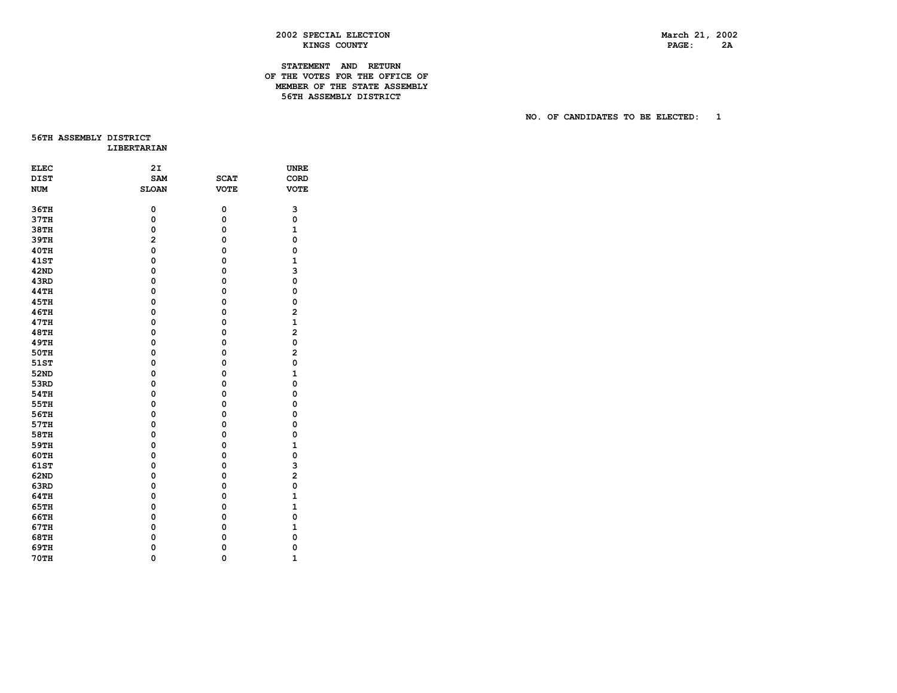# 2002 SPECIAL ELECTION
## KINGS COUNTY

March 21, 2002

### STATEMENT AND RETURN OF THE VOTES FOR THE OFFICE OF MEMBER OF THE STATE ASSEMBLY 56TH ASSEMBLY DISTRICT

NO. OF CANDIDATES TO BE ELECTED: 1

56TH ASSEMBLY DISTRICT
LIBERTARIAN

| ELEC DIST NUM | 2I SAM SLOAN | SCAT VOTE | UNRE CORD VOTE |
|---|---|---|---|
| 36TH | 0 | 0 | 3 |
| 37TH | 0 | 0 | 0 |
| 38TH | 0 | 0 | 1 |
| 39TH | 2 | 0 | 0 |
| 40TH | 0 | 0 | 0 |
| 41ST | 0 | 0 | 1 |
| 42ND | 0 | 0 | 3 |
| 43RD | 0 | 0 | 0 |
| 44TH | 0 | 0 | 0 |
| 45TH | 0 | 0 | 0 |
| 46TH | 0 | 0 | 2 |
| 47TH | 0 | 0 | 1 |
| 48TH | 0 | 0 | 2 |
| 49TH | 0 | 0 | 0 |
| 50TH | 0 | 0 | 2 |
| 51ST | 0 | 0 | 0 |
| 52ND | 0 | 0 | 1 |
| 53RD | 0 | 0 | 0 |
| 54TH | 0 | 0 | 0 |
| 55TH | 0 | 0 | 0 |
| 56TH | 0 | 0 | 0 |
| 57TH | 0 | 0 | 0 |
| 58TH | 0 | 0 | 0 |
| 59TH | 0 | 0 | 1 |
| 60TH | 0 | 0 | 0 |
| 61ST | 0 | 0 | 3 |
| 62ND | 0 | 0 | 2 |
| 63RD | 0 | 0 | 0 |
| 64TH | 0 | 0 | 1 |
| 65TH | 0 | 0 | 1 |
| 66TH | 0 | 0 | 0 |
| 67TH | 0 | 0 | 1 |
| 68TH | 0 | 0 | 0 |
| 69TH | 0 | 0 | 0 |
| 70TH | 0 | 0 | 1 |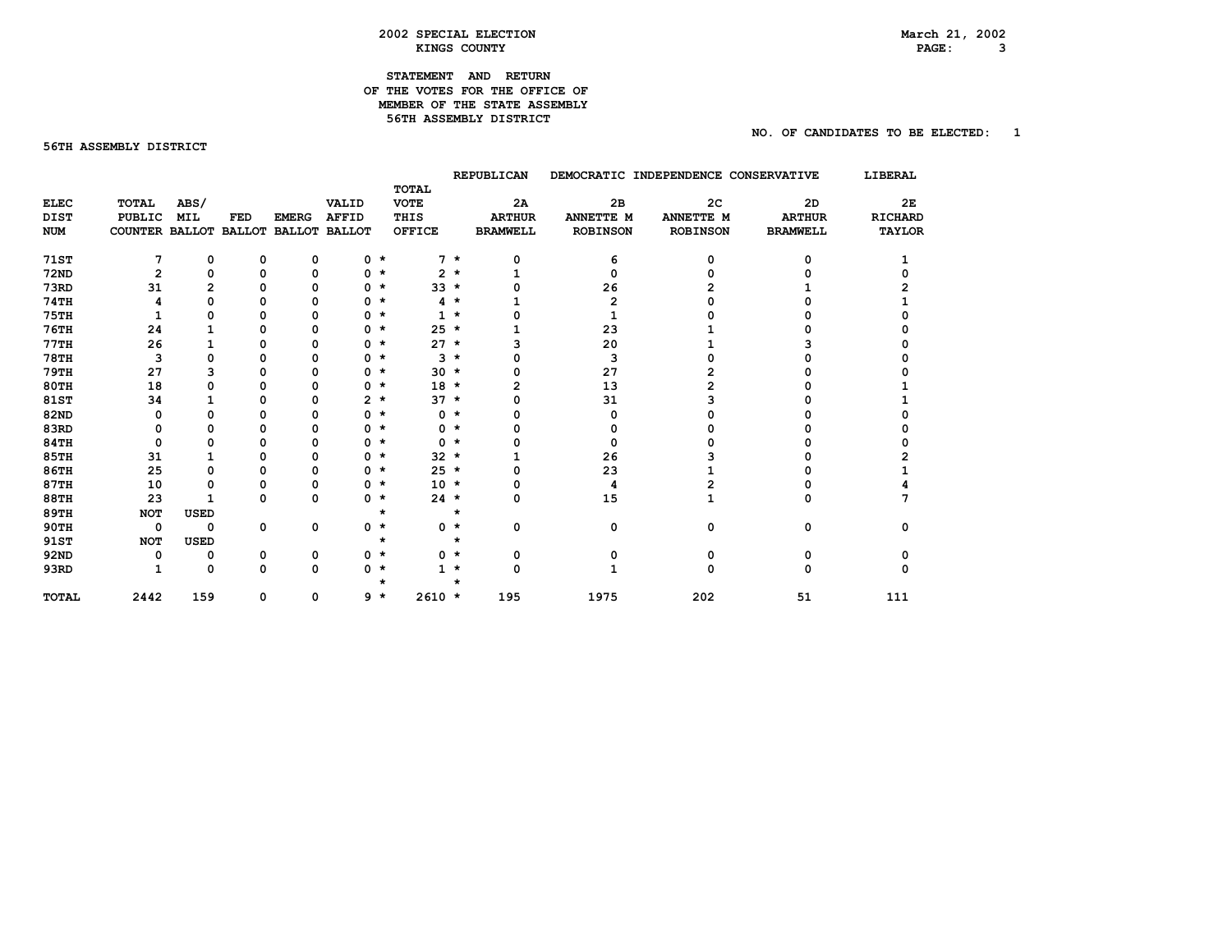# 2002 SPECIAL ELECTION
## KINGS COUNTY

March 21, 2002

### STATEMENT AND RETURN OF THE VOTES FOR THE OFFICE OF MEMBER OF THE STATE ASSEMBLY 56TH ASSEMBLY DISTRICT

NO. OF CANDIDATES TO BE ELECTED: 1

**56TH ASSEMBLY DISTRICT**

| ELEC DIST NUM | TOTAL PUBLIC COUNTER | ABS/ MIL BALLOT | FED BALLOT | EMERG BALLOT | VALID AFFID BALLOT | | TOTAL VOTE THIS OFFICE | | REPUBLICAN 2A ARTHUR BRAMWELL | DEMOCRATIC 2B ANNETTE M ROBINSON | INDEPENDENCE 2C ANNETTE M ROBINSON | CONSERVATIVE 2D ARTHUR BRAMWELL | LIBERAL 2E RICHARD TAYLOR |
|---|---|---|---|---|---|---|---|---|---|---|---|---|---|
| 71ST | 7 | 0 | 0 | 0 | 0 | * | 7 | * | 0 | 6 | 0 | 0 | 1 |
| 72ND | 2 | 0 | 0 | 0 | 0 | * | 2 | * | 1 | 0 | 0 | 0 | 0 |
| 73RD | 31 | 2 | 0 | 0 | 0 | * | 33 | * | 0 | 26 | 2 | 1 | 2 |
| 74TH | 4 | 0 | 0 | 0 | 0 | * | 4 | * | 1 | 2 | 0 | 0 | 1 |
| 75TH | 1 | 0 | 0 | 0 | 0 | * | 1 | * | 0 | 1 | 0 | 0 | 0 |
| 76TH | 24 | 1 | 0 | 0 | 0 | * | 25 | * | 1 | 23 | 1 | 0 | 0 |
| 77TH | 26 | 1 | 0 | 0 | 0 | * | 27 | * | 3 | 20 | 1 | 3 | 0 |
| 78TH | 3 | 0 | 0 | 0 | 0 | * | 3 | * | 0 | 3 | 0 | 0 | 0 |
| 79TH | 27 | 3 | 0 | 0 | 0 | * | 30 | * | 0 | 27 | 2 | 0 | 0 |
| 80TH | 18 | 0 | 0 | 0 | 0 | * | 18 | * | 2 | 13 | 2 | 0 | 1 |
| 81ST | 34 | 1 | 0 | 0 | 2 | * | 37 | * | 0 | 31 | 3 | 0 | 1 |
| 82ND | 0 | 0 | 0 | 0 | 0 | * | 0 | * | 0 | 0 | 0 | 0 | 0 |
| 83RD | 0 | 0 | 0 | 0 | 0 | * | 0 | * | 0 | 0 | 0 | 0 | 0 |
| 84TH | 0 | 0 | 0 | 0 | 0 | * | 0 | * | 0 | 0 | 0 | 0 | 0 |
| 85TH | 31 | 1 | 0 | 0 | 0 | * | 32 | * | 1 | 26 | 3 | 0 | 2 |
| 86TH | 25 | 0 | 0 | 0 | 0 | * | 25 | * | 0 | 23 | 1 | 0 | 1 |
| 87TH | 10 | 0 | 0 | 0 | 0 | * | 10 | * | 0 | 4 | 2 | 0 | 4 |
| 88TH | 23 | 1 | 0 | 0 | 0 | * | 24 | * | 0 | 15 | 1 | 0 | 7 |
| 89TH | NOT | USED | | | | * | | * | | | | | |
| 90TH | 0 | 0 | 0 | 0 | 0 | * | 0 | * | 0 | 0 | 0 | 0 | 0 |
| 91ST | NOT | USED | | | | * | | * | | | | | |
| 92ND | 0 | 0 | 0 | 0 | 0 | * | 0 | * | 0 | 0 | 0 | 0 | 0 |
| 93RD | 1 | 0 | 0 | 0 | 0 | * | 1 | * | 0 | 1 | 0 | 0 | 0 |
| | | | | | | * | | * | | | | | |
| TOTAL | 2442 | 159 | 0 | 0 | 9 | * | 2610 | * | 195 | 1975 | 202 | 51 | 111 |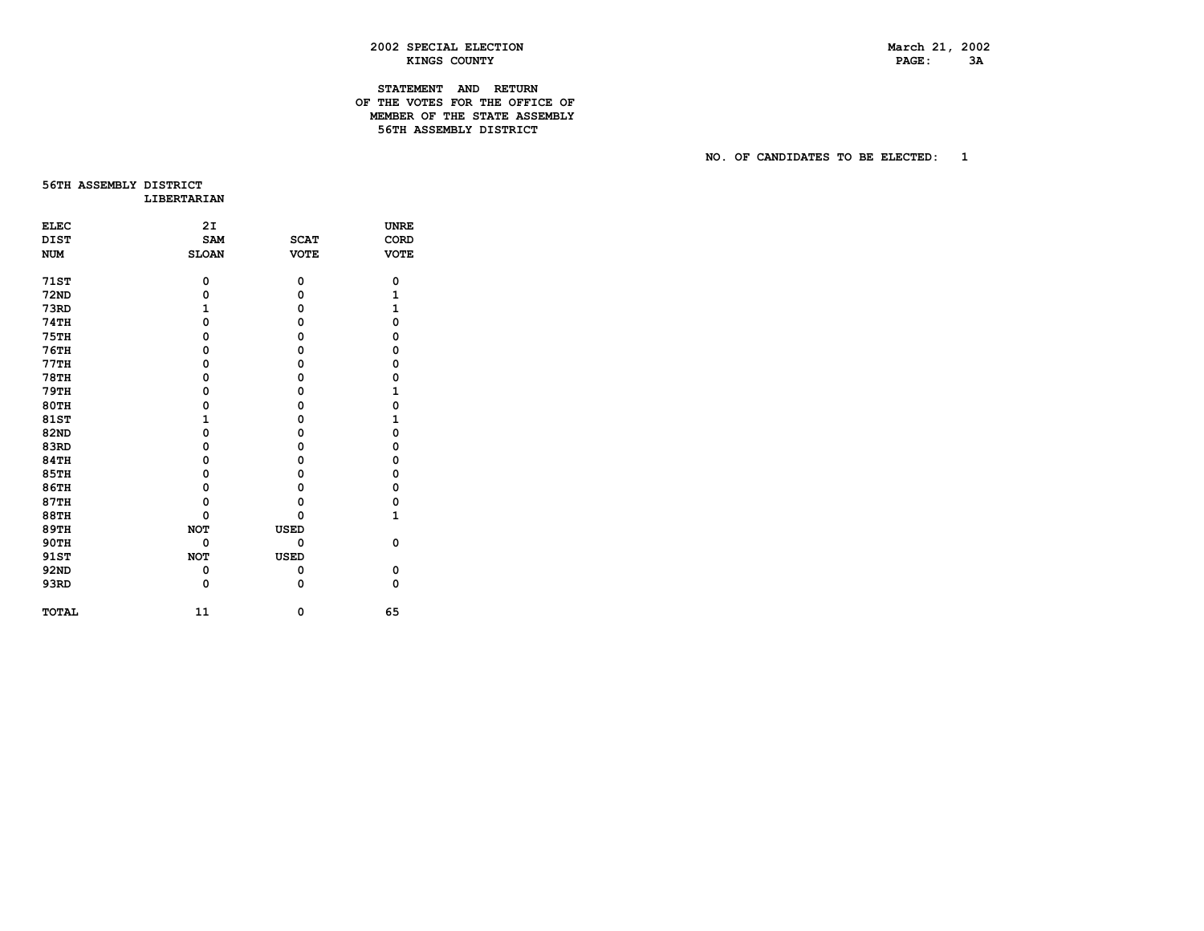# 2002 SPECIAL ELECTION
## KINGS COUNTY

March 21, 2002

PAGE: 3A

### STATEMENT AND RETURN OF THE VOTES FOR THE OFFICE OF MEMBER OF THE STATE ASSEMBLY 56TH ASSEMBLY DISTRICT

NO. OF CANDIDATES TO BE ELECTED: 1

56TH ASSEMBLY DISTRICT
LIBERTARIAN

| ELEC DIST NUM | 2I SAM SLOAN | SCAT VOTE | UNRE CORD VOTE |
|---|---|---|---|
| 71ST | 0 | 0 | 0 |
| 72ND | 0 | 0 | 1 |
| 73RD | 1 | 0 | 1 |
| 74TH | 0 | 0 | 0 |
| 75TH | 0 | 0 | 0 |
| 76TH | 0 | 0 | 0 |
| 77TH | 0 | 0 | 0 |
| 78TH | 0 | 0 | 0 |
| 79TH | 0 | 0 | 1 |
| 80TH | 0 | 0 | 0 |
| 81ST | 1 | 0 | 1 |
| 82ND | 0 | 0 | 0 |
| 83RD | 0 | 0 | 0 |
| 84TH | 0 | 0 | 0 |
| 85TH | 0 | 0 | 0 |
| 86TH | 0 | 0 | 0 |
| 87TH | 0 | 0 | 0 |
| 88TH | 0 | 0 | 1 |
| 89TH | NOT | USED | |
| 90TH | 0 | 0 | 0 |
| 91ST | NOT | USED | |
| 92ND | 0 | 0 | 0 |
| 93RD | 0 | 0 | 0 |
| TOTAL | 11 | 0 | 65 |